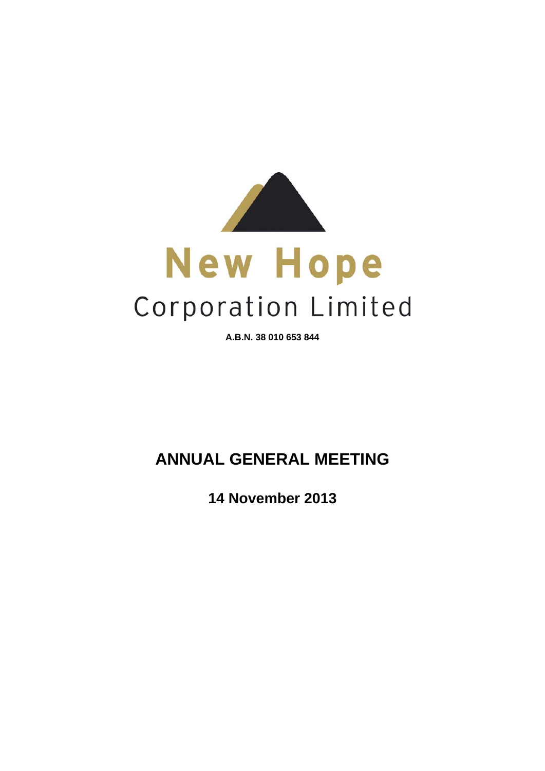# New Hope

## Corporation Limited

**A.B.N. 38 010 653 844**

# ANNUAL GENERAL MEETING

## 14 November 2013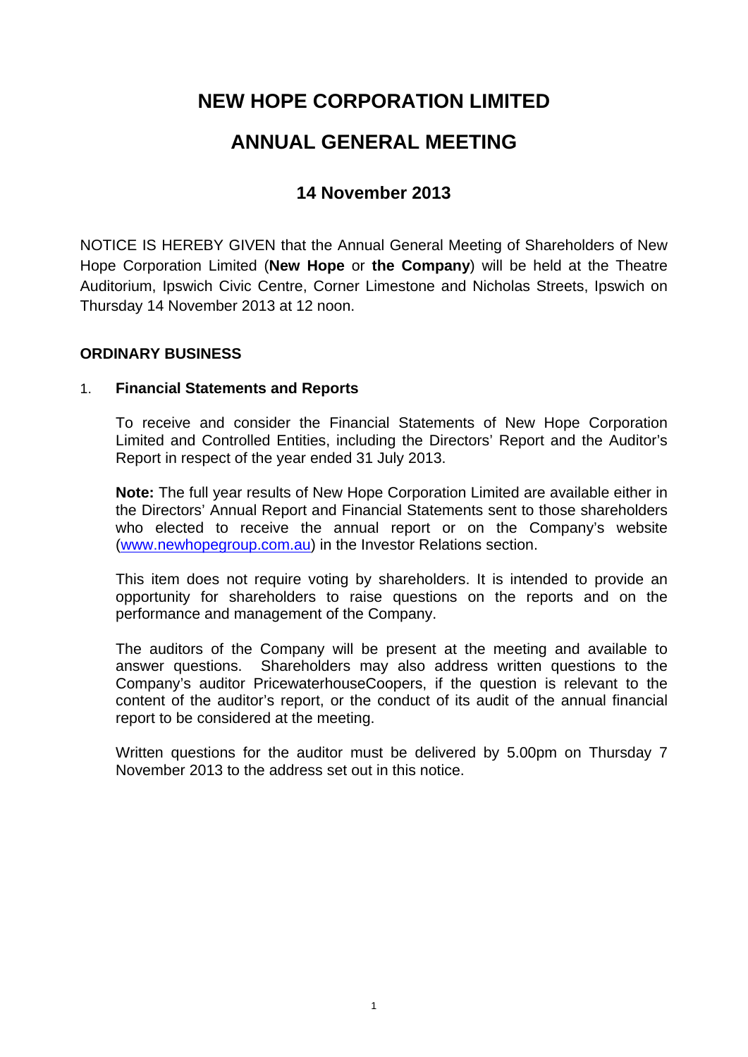# NEW HOPE CORPORATION LIMITED

# ANNUAL GENERAL MEETING

## 14 November 2013

NOTICE IS HEREBY GIVEN that the Annual General Meeting of Shareholders of New Hope Corporation Limited (**New Hope** or **the Company**) will be held at the Theatre Auditorium, Ipswich Civic Centre, Corner Limestone and Nicholas Streets, Ipswich on Thursday 14 November 2013 at 12 noon.

### ORDINARY BUSINESS

1. **Financial Statements and Reports**

   To receive and consider the Financial Statements of New Hope Corporation Limited and Controlled Entities, including the Directors' Report and the Auditor's Report in respect of the year ended 31 July 2013.

   **Note:** The full year results of New Hope Corporation Limited are available either in the Directors' Annual Report and Financial Statements sent to those shareholders who elected to receive the annual report or on the Company's website (www.newhopegroup.com.au) in the Investor Relations section.

   This item does not require voting by shareholders. It is intended to provide an opportunity for shareholders to raise questions on the reports and on the performance and management of the Company.

   The auditors of the Company will be present at the meeting and available to answer questions. Shareholders may also address written questions to the Company's auditor PricewaterhouseCoopers, if the question is relevant to the content of the auditor's report, or the conduct of its audit of the annual financial report to be considered at the meeting.

   Written questions for the auditor must be delivered by 5.00pm on Thursday 7 November 2013 to the address set out in this notice.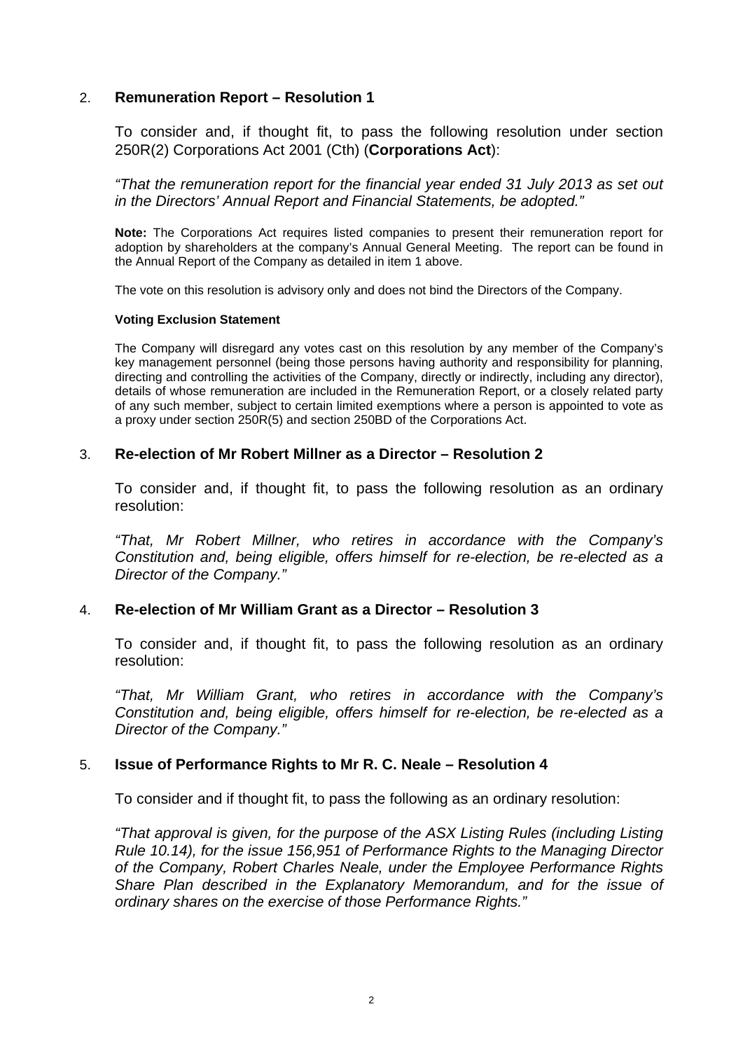## 2. Remuneration Report – Resolution 1

To consider and, if thought fit, to pass the following resolution under section 250R(2) Corporations Act 2001 (Cth) (**Corporations Act**):

*"That the remuneration report for the financial year ended 31 July 2013 as set out in the Directors' Annual Report and Financial Statements, be adopted."*

**Note:** The Corporations Act requires listed companies to present their remuneration report for adoption by shareholders at the company's Annual General Meeting. The report can be found in the Annual Report of the Company as detailed in item 1 above.

The vote on this resolution is advisory only and does not bind the Directors of the Company.

**Voting Exclusion Statement**

The Company will disregard any votes cast on this resolution by any member of the Company's key management personnel (being those persons having authority and responsibility for planning, directing and controlling the activities of the Company, directly or indirectly, including any director), details of whose remuneration are included in the Remuneration Report, or a closely related party of any such member, subject to certain limited exemptions where a person is appointed to vote as a proxy under section 250R(5) and section 250BD of the Corporations Act.

## 3. Re-election of Mr Robert Millner as a Director – Resolution 2

To consider and, if thought fit, to pass the following resolution as an ordinary resolution:

*"That, Mr Robert Millner, who retires in accordance with the Company's Constitution and, being eligible, offers himself for re-election, be re-elected as a Director of the Company."*

## 4. Re-election of Mr William Grant as a Director – Resolution 3

To consider and, if thought fit, to pass the following resolution as an ordinary resolution:

*"That, Mr William Grant, who retires in accordance with the Company's Constitution and, being eligible, offers himself for re-election, be re-elected as a Director of the Company."*

## 5. Issue of Performance Rights to Mr R. C. Neale – Resolution 4

To consider and if thought fit, to pass the following as an ordinary resolution:

*"That approval is given, for the purpose of the ASX Listing Rules (including Listing Rule 10.14), for the issue 156,951 of Performance Rights to the Managing Director of the Company, Robert Charles Neale, under the Employee Performance Rights Share Plan described in the Explanatory Memorandum, and for the issue of ordinary shares on the exercise of those Performance Rights."*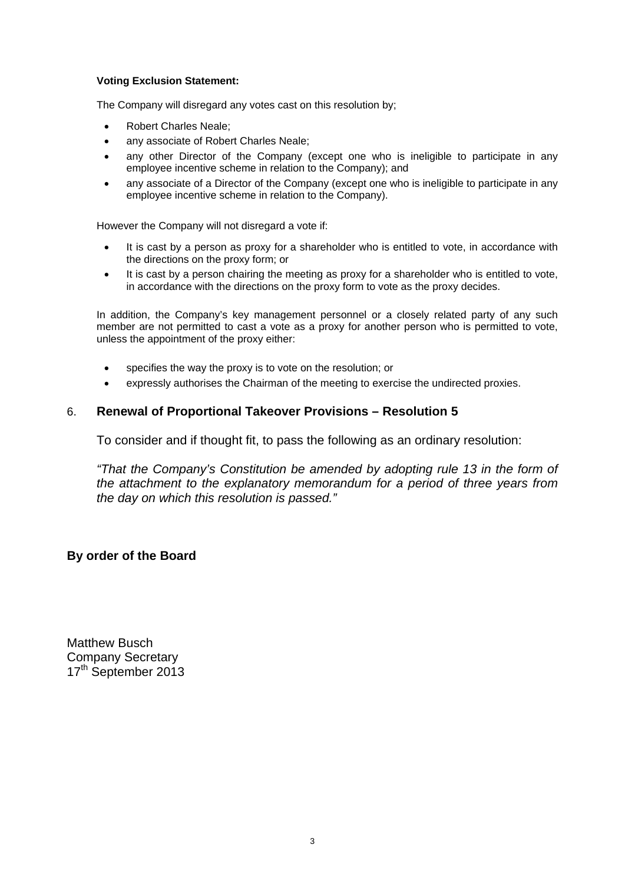**Voting Exclusion Statement:**

The Company will disregard any votes cast on this resolution by;

- Robert Charles Neale;
- any associate of Robert Charles Neale;
- any other Director of the Company (except one who is ineligible to participate in any employee incentive scheme in relation to the Company); and
- any associate of a Director of the Company (except one who is ineligible to participate in any employee incentive scheme in relation to the Company).

However the Company will not disregard a vote if:

- It is cast by a person as proxy for a shareholder who is entitled to vote, in accordance with the directions on the proxy form; or
- It is cast by a person chairing the meeting as proxy for a shareholder who is entitled to vote, in accordance with the directions on the proxy form to vote as the proxy decides.

In addition, the Company's key management personnel or a closely related party of any such member are not permitted to cast a vote as a proxy for another person who is permitted to vote, unless the appointment of the proxy either:

- specifies the way the proxy is to vote on the resolution; or
- expressly authorises the Chairman of the meeting to exercise the undirected proxies.

## 6. Renewal of Proportional Takeover Provisions – Resolution 5

To consider and if thought fit, to pass the following as an ordinary resolution:

*"That the Company's Constitution be amended by adopting rule 13 in the form of the attachment to the explanatory memorandum for a period of three years from the day on which this resolution is passed."*

**By order of the Board**

Matthew Busch
Company Secretary
17th September 2013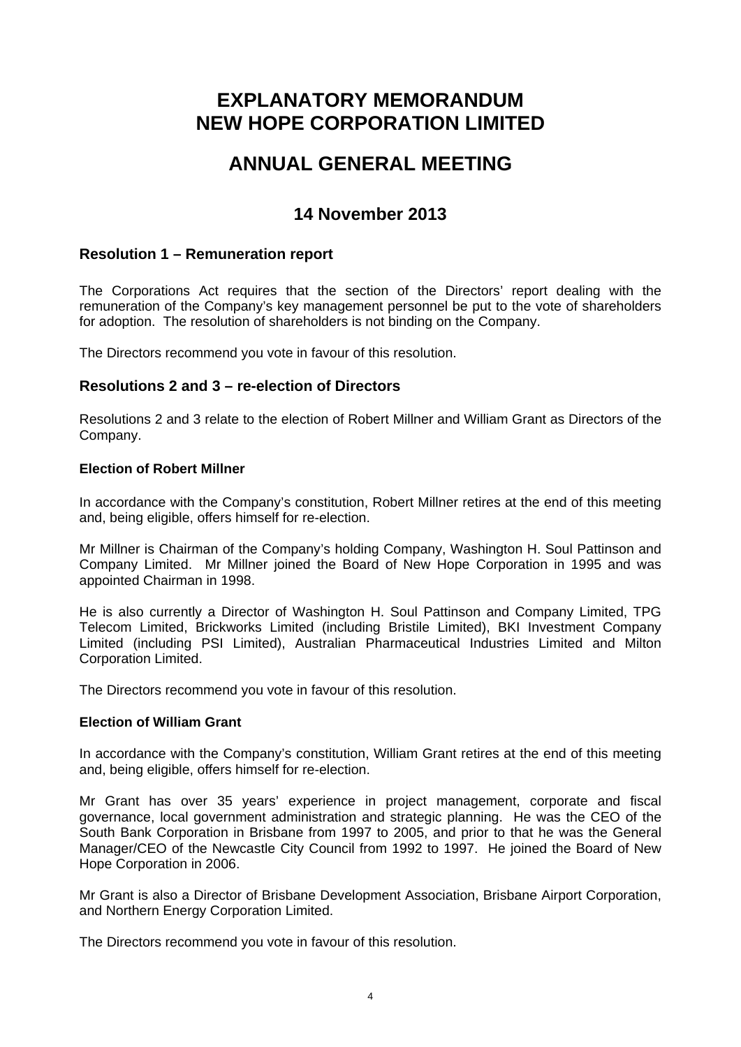# EXPLANATORY MEMORANDUM
# NEW HOPE CORPORATION LIMITED

# ANNUAL GENERAL MEETING

## 14 November 2013

### Resolution 1 – Remuneration report

The Corporations Act requires that the section of the Directors' report dealing with the remuneration of the Company's key management personnel be put to the vote of shareholders for adoption. The resolution of shareholders is not binding on the Company.

The Directors recommend you vote in favour of this resolution.

### Resolutions 2 and 3 – re-election of Directors

Resolutions 2 and 3 relate to the election of Robert Millner and William Grant as Directors of the Company.

**Election of Robert Millner**

In accordance with the Company's constitution, Robert Millner retires at the end of this meeting and, being eligible, offers himself for re-election.

Mr Millner is Chairman of the Company's holding Company, Washington H. Soul Pattinson and Company Limited. Mr Millner joined the Board of New Hope Corporation in 1995 and was appointed Chairman in 1998.

He is also currently a Director of Washington H. Soul Pattinson and Company Limited, TPG Telecom Limited, Brickworks Limited (including Bristile Limited), BKI Investment Company Limited (including PSI Limited), Australian Pharmaceutical Industries Limited and Milton Corporation Limited.

The Directors recommend you vote in favour of this resolution.

**Election of William Grant**

In accordance with the Company's constitution, William Grant retires at the end of this meeting and, being eligible, offers himself for re-election.

Mr Grant has over 35 years' experience in project management, corporate and fiscal governance, local government administration and strategic planning. He was the CEO of the South Bank Corporation in Brisbane from 1997 to 2005, and prior to that he was the General Manager/CEO of the Newcastle City Council from 1992 to 1997. He joined the Board of New Hope Corporation in 2006.

Mr Grant is also a Director of Brisbane Development Association, Brisbane Airport Corporation, and Northern Energy Corporation Limited.

The Directors recommend you vote in favour of this resolution.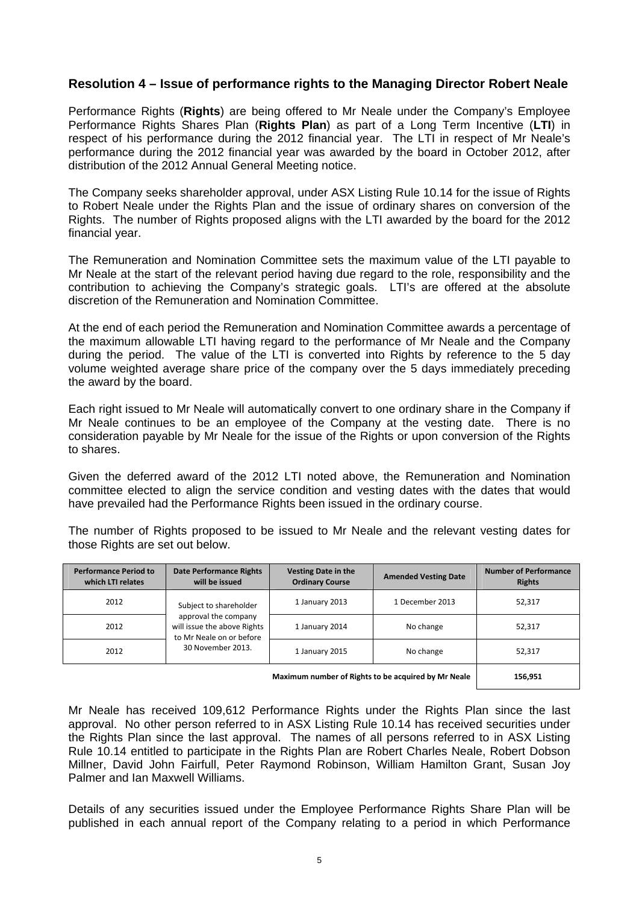## Resolution 4 – Issue of performance rights to the Managing Director Robert Neale

Performance Rights (**Rights**) are being offered to Mr Neale under the Company's Employee Performance Rights Shares Plan (**Rights Plan**) as part of a Long Term Incentive (**LTI**) in respect of his performance during the 2012 financial year. The LTI in respect of Mr Neale's performance during the 2012 financial year was awarded by the board in October 2012, after distribution of the 2012 Annual General Meeting notice.

The Company seeks shareholder approval, under ASX Listing Rule 10.14 for the issue of Rights to Robert Neale under the Rights Plan and the issue of ordinary shares on conversion of the Rights. The number of Rights proposed aligns with the LTI awarded by the board for the 2012 financial year.

The Remuneration and Nomination Committee sets the maximum value of the LTI payable to Mr Neale at the start of the relevant period having due regard to the role, responsibility and the contribution to achieving the Company's strategic goals. LTI's are offered at the absolute discretion of the Remuneration and Nomination Committee.

At the end of each period the Remuneration and Nomination Committee awards a percentage of the maximum allowable LTI having regard to the performance of Mr Neale and the Company during the period. The value of the LTI is converted into Rights by reference to the 5 day volume weighted average share price of the company over the 5 days immediately preceding the award by the board.

Each right issued to Mr Neale will automatically convert to one ordinary share in the Company if Mr Neale continues to be an employee of the Company at the vesting date. There is no consideration payable by Mr Neale for the issue of the Rights or upon conversion of the Rights to shares.

Given the deferred award of the 2012 LTI noted above, the Remuneration and Nomination committee elected to align the service condition and vesting dates with the dates that would have prevailed had the Performance Rights been issued in the ordinary course.

The number of Rights proposed to be issued to Mr Neale and the relevant vesting dates for those Rights are set out below.

| Performance Period to which LTI relates | Date Performance Rights will be issued | Vesting Date in the Ordinary Course | Amended Vesting Date | Number of Performance Rights |
|---|---|---|---|---|
| 2012 | Subject to shareholder approval the company will issue the above Rights to Mr Neale on or before 30 November 2013. | 1 January 2013 | 1 December 2013 | 52,317 |
| 2012 | | 1 January 2014 | No change | 52,317 |
| 2012 | | 1 January 2015 | No change | 52,317 |
| **Maximum number of Rights to be acquired by Mr Neale** | | | | **156,951** |

Mr Neale has received 109,612 Performance Rights under the Rights Plan since the last approval. No other person referred to in ASX Listing Rule 10.14 has received securities under the Rights Plan since the last approval. The names of all persons referred to in ASX Listing Rule 10.14 entitled to participate in the Rights Plan are Robert Charles Neale, Robert Dobson Millner, David John Fairfull, Peter Raymond Robinson, William Hamilton Grant, Susan Joy Palmer and Ian Maxwell Williams.

Details of any securities issued under the Employee Performance Rights Share Plan will be published in each annual report of the Company relating to a period in which Performance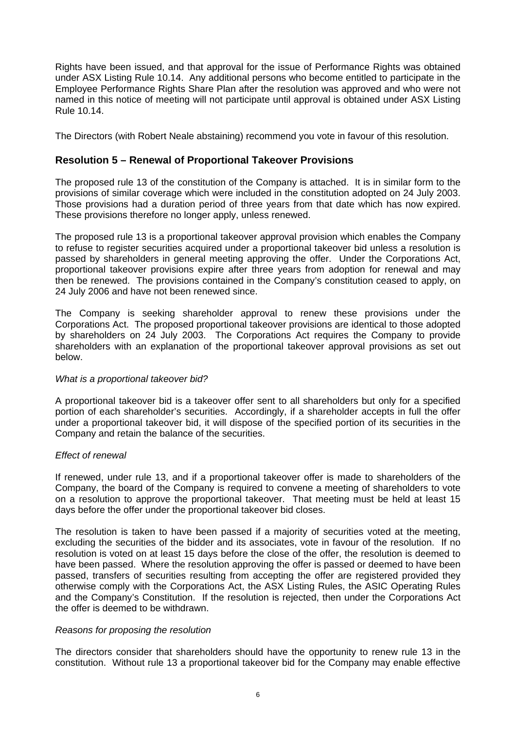Rights have been issued, and that approval for the issue of Performance Rights was obtained under ASX Listing Rule 10.14. Any additional persons who become entitled to participate in the Employee Performance Rights Share Plan after the resolution was approved and who were not named in this notice of meeting will not participate until approval is obtained under ASX Listing Rule 10.14.

The Directors (with Robert Neale abstaining) recommend you vote in favour of this resolution.

## Resolution 5 – Renewal of Proportional Takeover Provisions

The proposed rule 13 of the constitution of the Company is attached. It is in similar form to the provisions of similar coverage which were included in the constitution adopted on 24 July 2003. Those provisions had a duration period of three years from that date which has now expired. These provisions therefore no longer apply, unless renewed.

The proposed rule 13 is a proportional takeover approval provision which enables the Company to refuse to register securities acquired under a proportional takeover bid unless a resolution is passed by shareholders in general meeting approving the offer. Under the Corporations Act, proportional takeover provisions expire after three years from adoption for renewal and may then be renewed. The provisions contained in the Company's constitution ceased to apply, on 24 July 2006 and have not been renewed since.

The Company is seeking shareholder approval to renew these provisions under the Corporations Act. The proposed proportional takeover provisions are identical to those adopted by shareholders on 24 July 2003. The Corporations Act requires the Company to provide shareholders with an explanation of the proportional takeover approval provisions as set out below.

*What is a proportional takeover bid?*

A proportional takeover bid is a takeover offer sent to all shareholders but only for a specified portion of each shareholder's securities. Accordingly, if a shareholder accepts in full the offer under a proportional takeover bid, it will dispose of the specified portion of its securities in the Company and retain the balance of the securities.

*Effect of renewal*

If renewed, under rule 13, and if a proportional takeover offer is made to shareholders of the Company, the board of the Company is required to convene a meeting of shareholders to vote on a resolution to approve the proportional takeover. That meeting must be held at least 15 days before the offer under the proportional takeover bid closes.

The resolution is taken to have been passed if a majority of securities voted at the meeting, excluding the securities of the bidder and its associates, vote in favour of the resolution. If no resolution is voted on at least 15 days before the close of the offer, the resolution is deemed to have been passed. Where the resolution approving the offer is passed or deemed to have been passed, transfers of securities resulting from accepting the offer are registered provided they otherwise comply with the Corporations Act, the ASX Listing Rules, the ASIC Operating Rules and the Company's Constitution. If the resolution is rejected, then under the Corporations Act the offer is deemed to be withdrawn.

*Reasons for proposing the resolution*

The directors consider that shareholders should have the opportunity to renew rule 13 in the constitution. Without rule 13 a proportional takeover bid for the Company may enable effective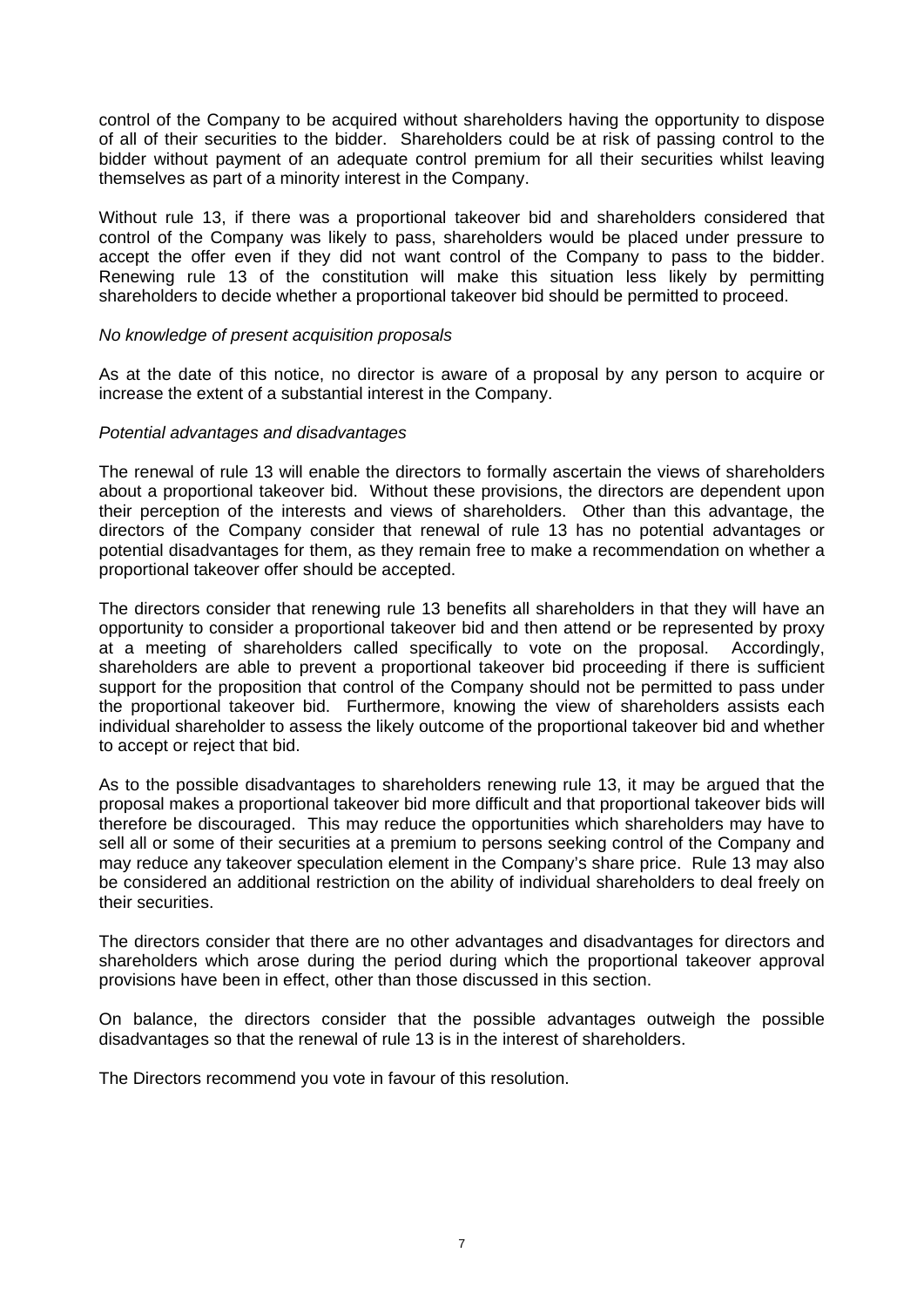control of the Company to be acquired without shareholders having the opportunity to dispose of all of their securities to the bidder. Shareholders could be at risk of passing control to the bidder without payment of an adequate control premium for all their securities whilst leaving themselves as part of a minority interest in the Company.

Without rule 13, if there was a proportional takeover bid and shareholders considered that control of the Company was likely to pass, shareholders would be placed under pressure to accept the offer even if they did not want control of the Company to pass to the bidder. Renewing rule 13 of the constitution will make this situation less likely by permitting shareholders to decide whether a proportional takeover bid should be permitted to proceed.

*No knowledge of present acquisition proposals*

As at the date of this notice, no director is aware of a proposal by any person to acquire or increase the extent of a substantial interest in the Company.

*Potential advantages and disadvantages*

The renewal of rule 13 will enable the directors to formally ascertain the views of shareholders about a proportional takeover bid. Without these provisions, the directors are dependent upon their perception of the interests and views of shareholders. Other than this advantage, the directors of the Company consider that renewal of rule 13 has no potential advantages or potential disadvantages for them, as they remain free to make a recommendation on whether a proportional takeover offer should be accepted.

The directors consider that renewing rule 13 benefits all shareholders in that they will have an opportunity to consider a proportional takeover bid and then attend or be represented by proxy at a meeting of shareholders called specifically to vote on the proposal. Accordingly, shareholders are able to prevent a proportional takeover bid proceeding if there is sufficient support for the proposition that control of the Company should not be permitted to pass under the proportional takeover bid. Furthermore, knowing the view of shareholders assists each individual shareholder to assess the likely outcome of the proportional takeover bid and whether to accept or reject that bid.

As to the possible disadvantages to shareholders renewing rule 13, it may be argued that the proposal makes a proportional takeover bid more difficult and that proportional takeover bids will therefore be discouraged. This may reduce the opportunities which shareholders may have to sell all or some of their securities at a premium to persons seeking control of the Company and may reduce any takeover speculation element in the Company's share price. Rule 13 may also be considered an additional restriction on the ability of individual shareholders to deal freely on their securities.

The directors consider that there are no other advantages and disadvantages for directors and shareholders which arose during the period during which the proportional takeover approval provisions have been in effect, other than those discussed in this section.

On balance, the directors consider that the possible advantages outweigh the possible disadvantages so that the renewal of rule 13 is in the interest of shareholders.

The Directors recommend you vote in favour of this resolution.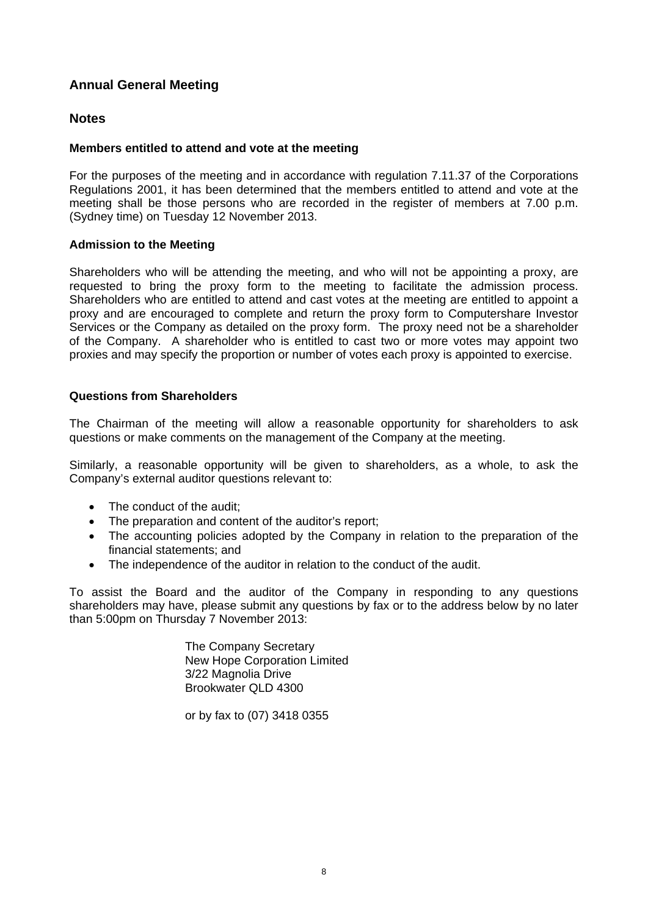## Annual General Meeting

## Notes

### Members entitled to attend and vote at the meeting

For the purposes of the meeting and in accordance with regulation 7.11.37 of the Corporations Regulations 2001, it has been determined that the members entitled to attend and vote at the meeting shall be those persons who are recorded in the register of members at 7.00 p.m. (Sydney time) on Tuesday 12 November 2013.

### Admission to the Meeting

Shareholders who will be attending the meeting, and who will not be appointing a proxy, are requested to bring the proxy form to the meeting to facilitate the admission process. Shareholders who are entitled to attend and cast votes at the meeting are entitled to appoint a proxy and are encouraged to complete and return the proxy form to Computershare Investor Services or the Company as detailed on the proxy form. The proxy need not be a shareholder of the Company. A shareholder who is entitled to cast two or more votes may appoint two proxies and may specify the proportion or number of votes each proxy is appointed to exercise.

### Questions from Shareholders

The Chairman of the meeting will allow a reasonable opportunity for shareholders to ask questions or make comments on the management of the Company at the meeting.

Similarly, a reasonable opportunity will be given to shareholders, as a whole, to ask the Company's external auditor questions relevant to:

- The conduct of the audit;
- The preparation and content of the auditor's report;
- The accounting policies adopted by the Company in relation to the preparation of the financial statements; and
- The independence of the auditor in relation to the conduct of the audit.

To assist the Board and the auditor of the Company in responding to any questions shareholders may have, please submit any questions by fax or to the address below by no later than 5:00pm on Thursday 7 November 2013:

The Company Secretary
New Hope Corporation Limited
3/22 Magnolia Drive
Brookwater QLD 4300

or by fax to (07) 3418 0355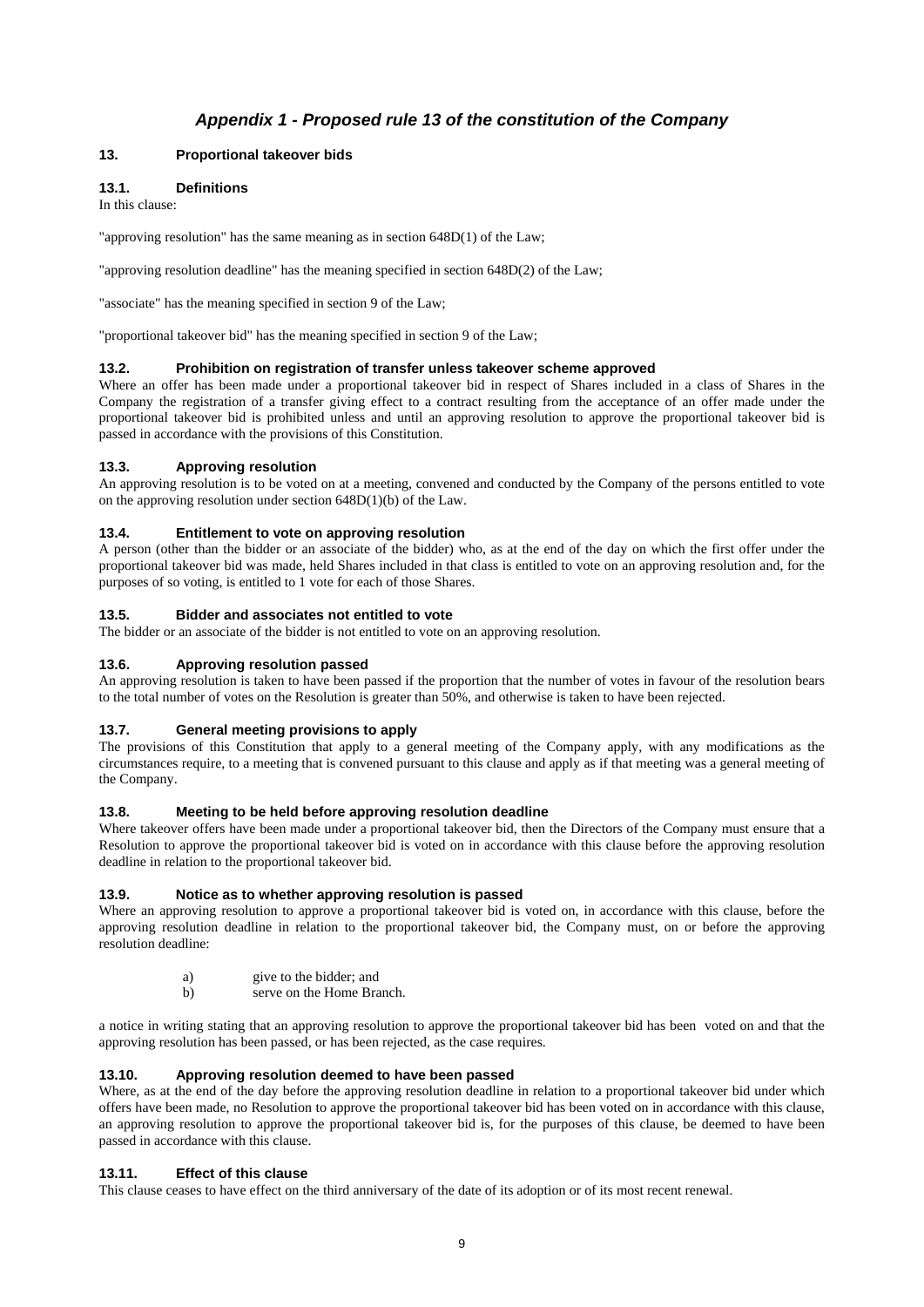# *Appendix 1 - Proposed rule 13 of the constitution of the Company*

## 13. Proportional takeover bids

### 13.1. Definitions

In this clause:

"approving resolution" has the same meaning as in section 648D(1) of the Law;

"approving resolution deadline" has the meaning specified in section 648D(2) of the Law;

"associate" has the meaning specified in section 9 of the Law;

"proportional takeover bid" has the meaning specified in section 9 of the Law;

### 13.2. Prohibition on registration of transfer unless takeover scheme approved

Where an offer has been made under a proportional takeover bid in respect of Shares included in a class of Shares in the Company the registration of a transfer giving effect to a contract resulting from the acceptance of an offer made under the proportional takeover bid is prohibited unless and until an approving resolution to approve the proportional takeover bid is passed in accordance with the provisions of this Constitution.

### 13.3. Approving resolution

An approving resolution is to be voted on at a meeting, convened and conducted by the Company of the persons entitled to vote on the approving resolution under section 648D(1)(b) of the Law.

### 13.4. Entitlement to vote on approving resolution

A person (other than the bidder or an associate of the bidder) who, as at the end of the day on which the first offer under the proportional takeover bid was made, held Shares included in that class is entitled to vote on an approving resolution and, for the purposes of so voting, is entitled to 1 vote for each of those Shares.

### 13.5. Bidder and associates not entitled to vote

The bidder or an associate of the bidder is not entitled to vote on an approving resolution.

### 13.6. Approving resolution passed

An approving resolution is taken to have been passed if the proportion that the number of votes in favour of the resolution bears to the total number of votes on the Resolution is greater than 50%, and otherwise is taken to have been rejected.

### 13.7. General meeting provisions to apply

The provisions of this Constitution that apply to a general meeting of the Company apply, with any modifications as the circumstances require, to a meeting that is convened pursuant to this clause and apply as if that meeting was a general meeting of the Company.

### 13.8. Meeting to be held before approving resolution deadline

Where takeover offers have been made under a proportional takeover bid, then the Directors of the Company must ensure that a Resolution to approve the proportional takeover bid is voted on in accordance with this clause before the approving resolution deadline in relation to the proportional takeover bid.

### 13.9. Notice as to whether approving resolution is passed

Where an approving resolution to approve a proportional takeover bid is voted on, in accordance with this clause, before the approving resolution deadline in relation to the proportional takeover bid, the Company must, on or before the approving resolution deadline:

a) give to the bidder; and
b) serve on the Home Branch.

a notice in writing stating that an approving resolution to approve the proportional takeover bid has been voted on and that the approving resolution has been passed, or has been rejected, as the case requires.

### 13.10. Approving resolution deemed to have been passed

Where, as at the end of the day before the approving resolution deadline in relation to a proportional takeover bid under which offers have been made, no Resolution to approve the proportional takeover bid has been voted on in accordance with this clause, an approving resolution to approve the proportional takeover bid is, for the purposes of this clause, be deemed to have been passed in accordance with this clause.

### 13.11. Effect of this clause

This clause ceases to have effect on the third anniversary of the date of its adoption or of its most recent renewal.